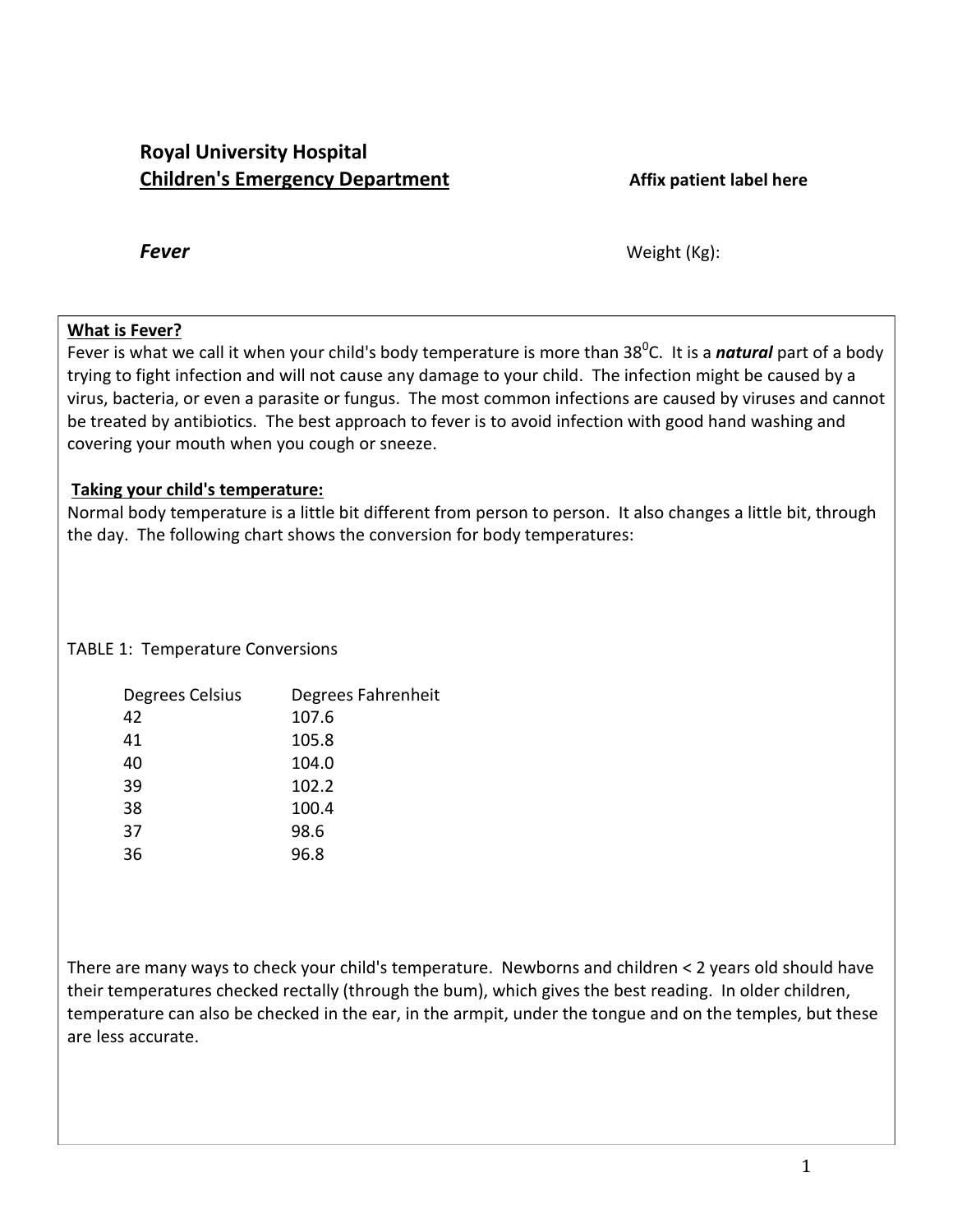**Royal University Hospital**

**Children's Emergency Department** **Affix patient label here**

***Fever*** Weight (Kg):

**What is Fever?**

Fever is what we call it when your child's body temperature is more than $38^0$C. It is a ***natural*** part of a body trying to fight infection and will not cause any damage to your child. The infection might be caused by a virus, bacteria, or even a parasite or fungus. The most common infections are caused by viruses and cannot be treated by antibiotics. The best approach to fever is to avoid infection with good hand washing and covering your mouth when you cough or sneeze.

**Taking your child's temperature:**

Normal body temperature is a little bit different from person to person. It also changes a little bit, through the day. The following chart shows the conversion for body temperatures:

TABLE 1: Temperature Conversions

| Degrees Celsius | Degrees Fahrenheit |
| --- | --- |
| 42 | 107.6 |
| 41 | 105.8 |
| 40 | 104.0 |
| 39 | 102.2 |
| 38 | 100.4 |
| 37 | 98.6 |
| 36 | 96.8 |

There are many ways to check your child's temperature. Newborns and children < 2 years old should have their temperatures checked rectally (through the bum), which gives the best reading. In older children, temperature can also be checked in the ear, in the armpit, under the tongue and on the temples, but these are less accurate.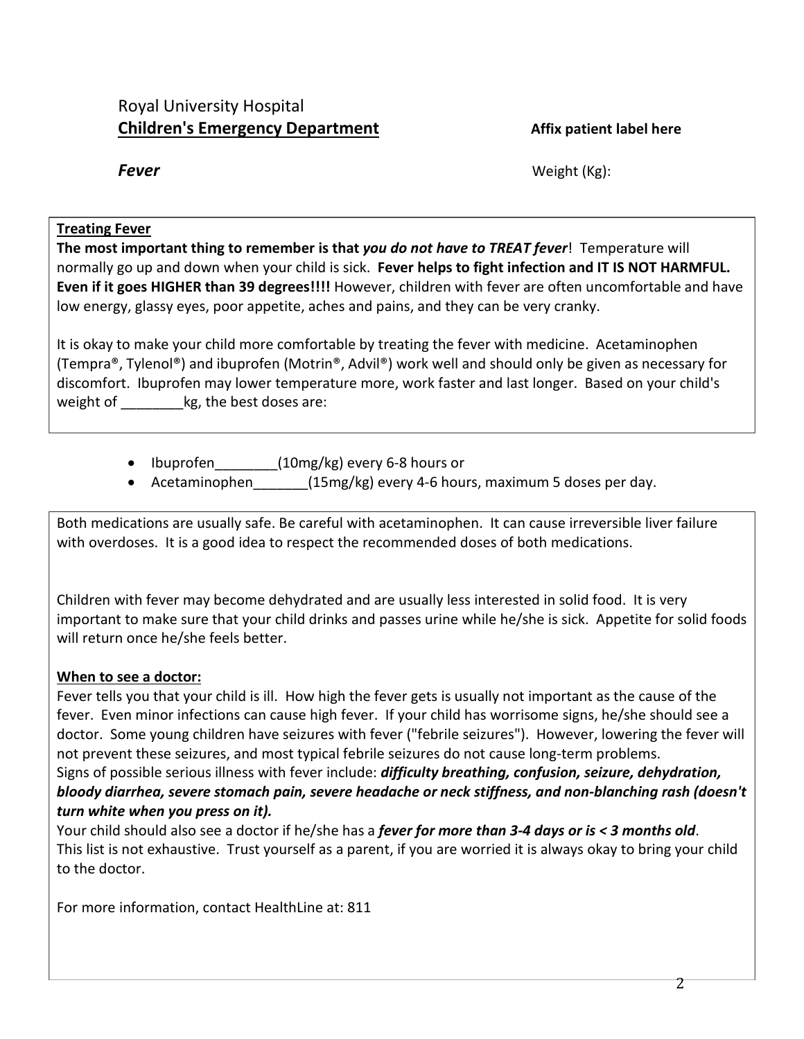Royal University Hospital

**Children's Emergency Department**

**Affix patient label here**

***Fever***

Weight (Kg):

**Treating Fever**

**The most important thing to remember is that *you do not have to TREAT fever*!** Temperature will normally go up and down when your child is sick. **Fever helps to fight infection and IT IS NOT HARMFUL. Even if it goes HIGHER than 39 degrees!!!!** However, children with fever are often uncomfortable and have low energy, glassy eyes, poor appetite, aches and pains, and they can be very cranky.

It is okay to make your child more comfortable by treating the fever with medicine. Acetaminophen (Tempra®, Tylenol®) and ibuprofen (Motrin®, Advil®) work well and should only be given as necessary for discomfort. Ibuprofen may lower temperature more, work faster and last longer. Based on your child's weight of ________kg, the best doses are:

- Ibuprofen________(10mg/kg) every 6-8 hours or
- Acetaminophen_______(15mg/kg) every 4-6 hours, maximum 5 doses per day.

Both medications are usually safe. Be careful with acetaminophen. It can cause irreversible liver failure with overdoses. It is a good idea to respect the recommended doses of both medications.

Children with fever may become dehydrated and are usually less interested in solid food. It is very important to make sure that your child drinks and passes urine while he/she is sick. Appetite for solid foods will return once he/she feels better.

**When to see a doctor:**

Fever tells you that your child is ill. How high the fever gets is usually not important as the cause of the fever. Even minor infections can cause high fever. If your child has worrisome signs, he/she should see a doctor. Some young children have seizures with fever ("febrile seizures"). However, lowering the fever will not prevent these seizures, and most typical febrile seizures do not cause long-term problems.

Signs of possible serious illness with fever include: ***difficulty breathing, confusion, seizure, dehydration, bloody diarrhea, severe stomach pain, severe headache or neck stiffness, and non-blanching rash (doesn't turn white when you press on it).***

Your child should also see a doctor if he/she has a ***fever for more than 3-4 days or is < 3 months old***. This list is not exhaustive. Trust yourself as a parent, if you are worried it is always okay to bring your child to the doctor.

For more information, contact HealthLine at: 811